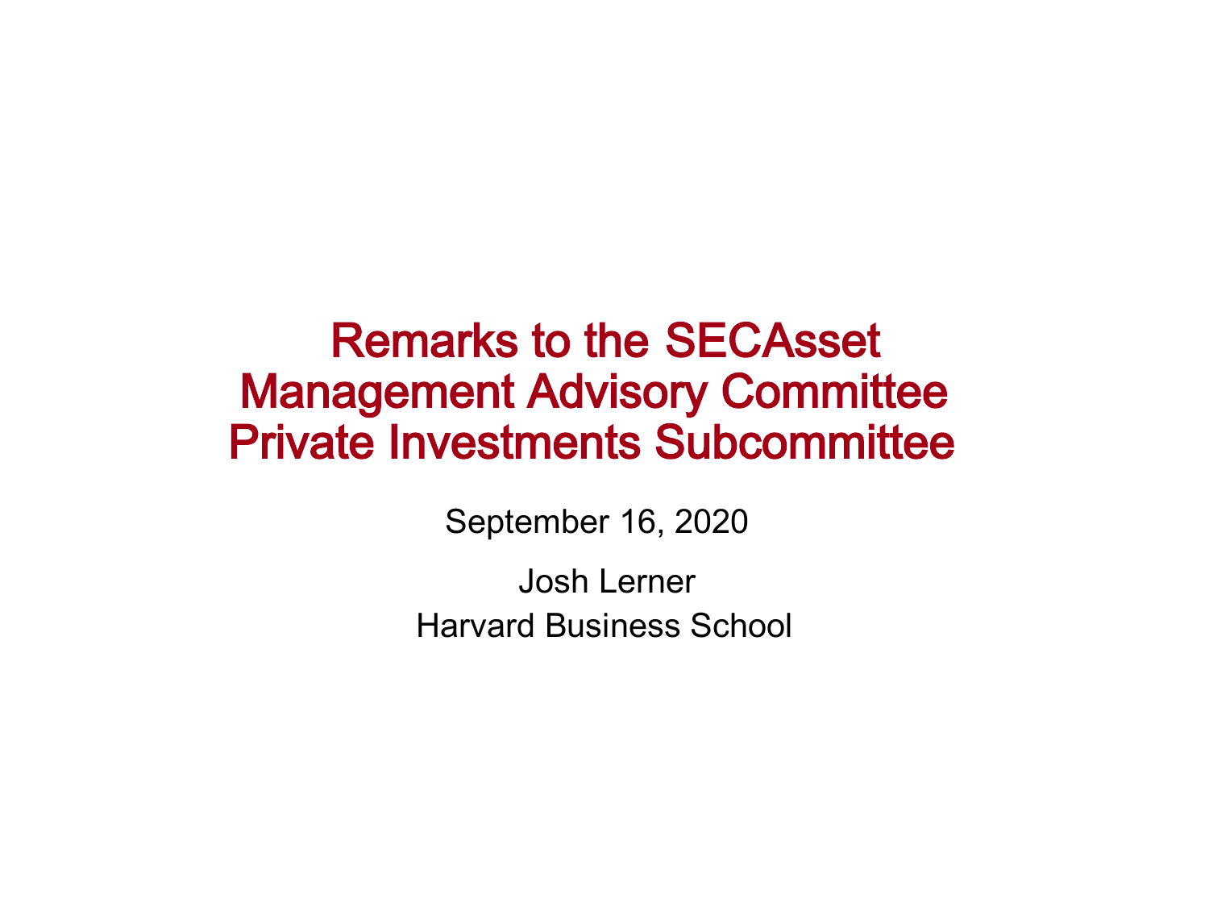# Remarks to the SECAsset Management Advisory Committee Private Investments Subcommittee

September 16, 2020

Josh Lerner

Harvard Business School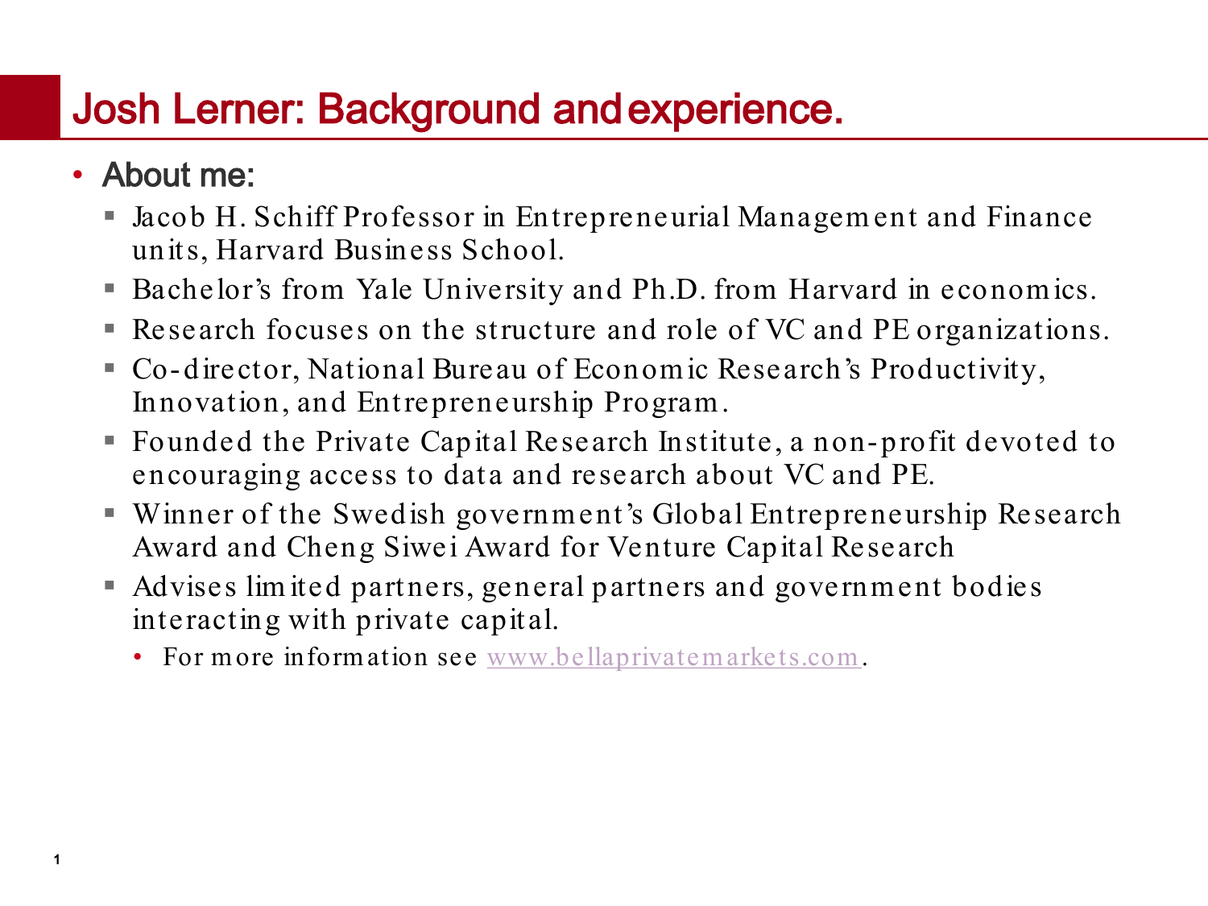# Josh Lerner: Background and experience.

- About me:
  - Jacob H. Schiff Professor in Entrepreneurial Management and Finance units, Harvard Business School.
  - Bachelor's from Yale University and Ph.D. from Harvard in economics.
  - Research focuses on the structure and role of VC and PE organizations.
  - Co-director, National Bureau of Economic Research's Productivity, Innovation, and Entrepreneurship Program.
  - Founded the Private Capital Research Institute, a non-profit devoted to encouraging access to data and research about VC and PE.
  - Winner of the Swedish government's Global Entrepreneurship Research Award and Cheng Siwei Award for Venture Capital Research
  - Advises limited partners, general partners and government bodies interacting with private capital.
    - For more information see www.bellaprivatemarkets.com.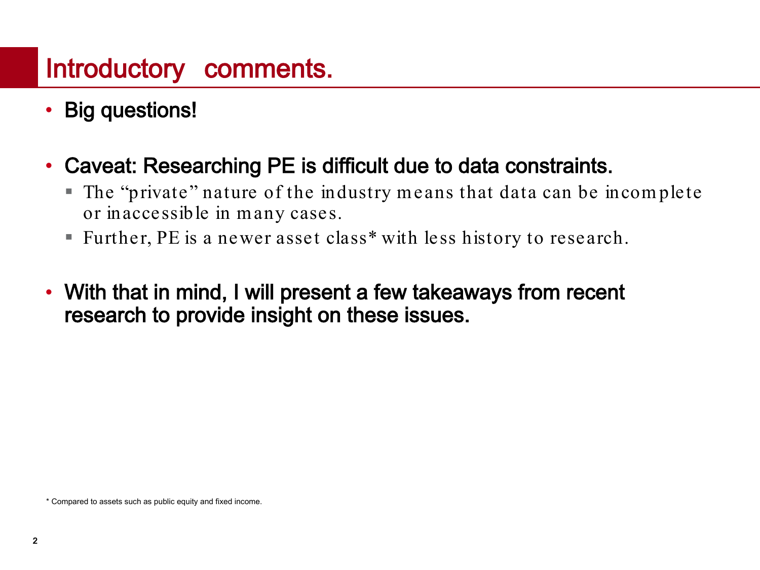# Introductory comments.

- Big questions!

- Caveat: Researching PE is difficult due to data constraints.
  - The "private" nature of the industry means that data can be incomplete or inaccessible in many cases.
  - Further, PE is a newer asset class* with less history to research.

- With that in mind, I will present a few takeaways from recent research to provide insight on these issues.

* Compared to assets such as public equity and fixed income.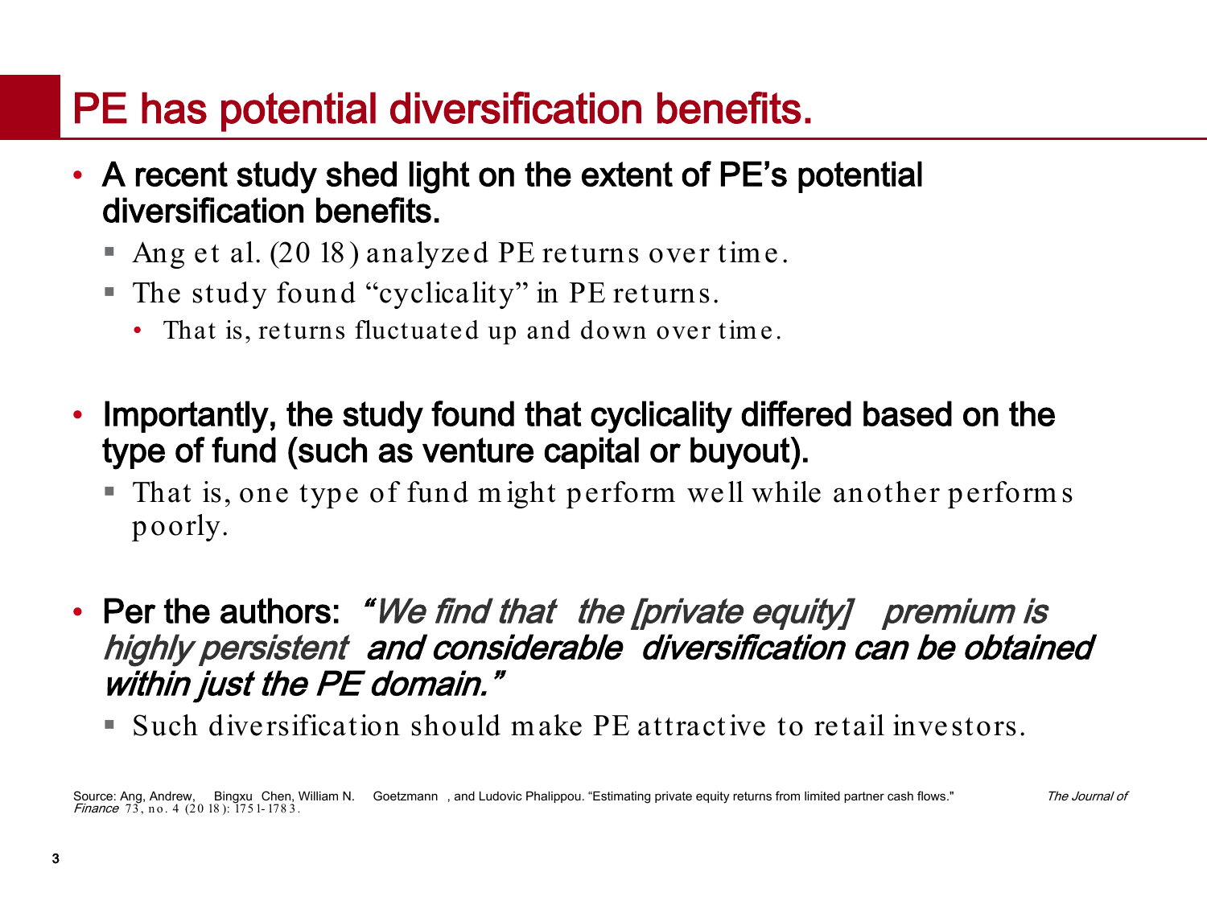# PE has potential diversification benefits.

- **A recent study shed light on the extent of PE's potential diversification benefits.**
  - Ang et al. (2018) analyzed PE returns over time.
  - The study found "cyclicality" in PE returns.
    - That is, returns fluctuated up and down over time.

- **Importantly, the study found that cyclicality differed based on the type of fund (such as venture capital or buyout).**
  - That is, one type of fund might perform well while another performs poorly.

- **Per the authors:** ***"We find that the [private equity] premium is highly persistent and considerable diversification can be obtained within just the PE domain."***
  - Such diversification should make PE attractive to retail investors.

Source: Ang, Andrew, Bingxu Chen, William N. Goetzmann, and Ludovic Phalippou. "Estimating private equity returns from limited partner cash flows." *The Journal of Finance* 73, no. 4 (2018): 1751-1783.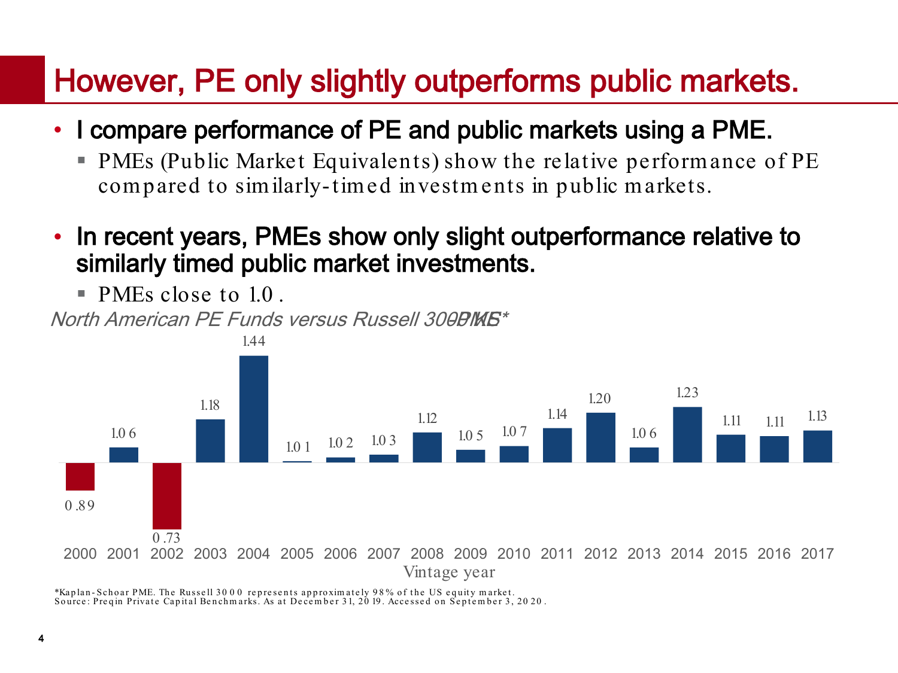# However, PE only slightly outperforms public markets.

- **I compare performance of PE and public markets using a PME.**
  - PMEs (Public Market Equivalents) show the relative performance of PE compared to similarly-timed investments in public markets.

- **In recent years, PMEs show only slight outperformance relative to similarly timed public market investments.**
  - PMEs close to 1.0.

*North American PE Funds versus Russell 3000 PME\**

0.89
1.06
0.73
1.18
1.44
1.01
1.02
1.03
1.12
1.05
1.07
1.14
1.20
1.06
1.23
1.11
1.11
1.13

2000 2001 2002 2003 2004 2005 2006 2007 2008 2009 2010 2011 2012 2013 2014 2015 2016 2017

Vintage year

*Kaplan-Schoar PME. The Russell 3000 represents approximately 98% of the US equity market.
Source: Preqin Private Capital Benchmarks. As at December 31, 2019. Accessed on September 3, 2020.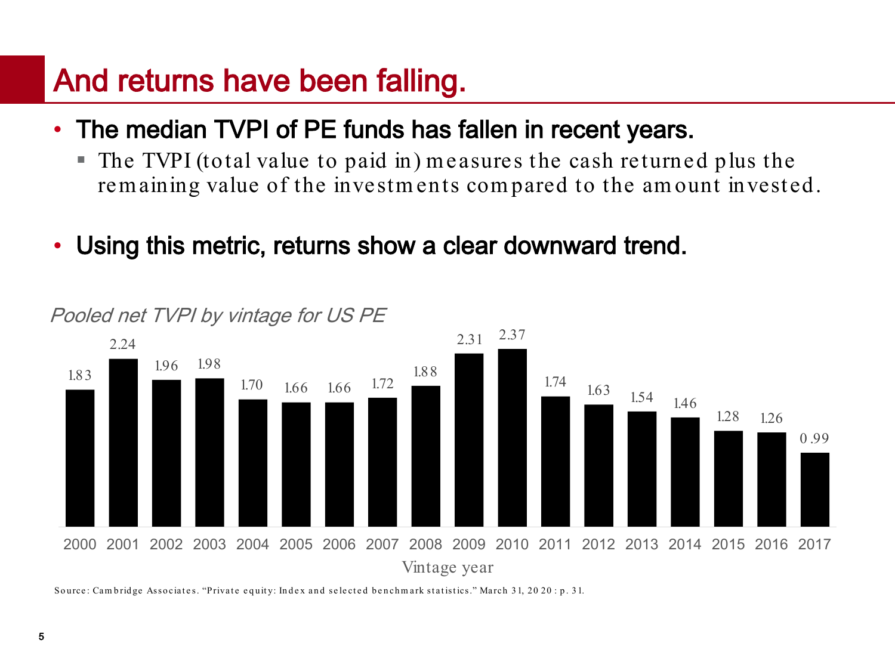# And returns have been falling.

- **The median TVPI of PE funds has fallen in recent years.**
  - The TVPI (total value to paid in) measures the cash returned plus the remaining value of the investments compared to the amount invested.

- **Using this metric, returns show a clear downward trend.**

*Pooled net TVPI by vintage for US PE*

1.83
2.24
1.96
1.98
1.70
1.66
1.66
1.72
1.88
2.31
2.37
1.74
1.63
1.54
1.46
1.28
1.26
0.99

2000 2001 2002 2003 2004 2005 2006 2007 2008 2009 2010 2011 2012 2013 2014 2015 2016 2017

Vintage year

Source: Cambridge Associates. "Private equity: Index and selected benchmark statistics." March 31, 2020: p. 31.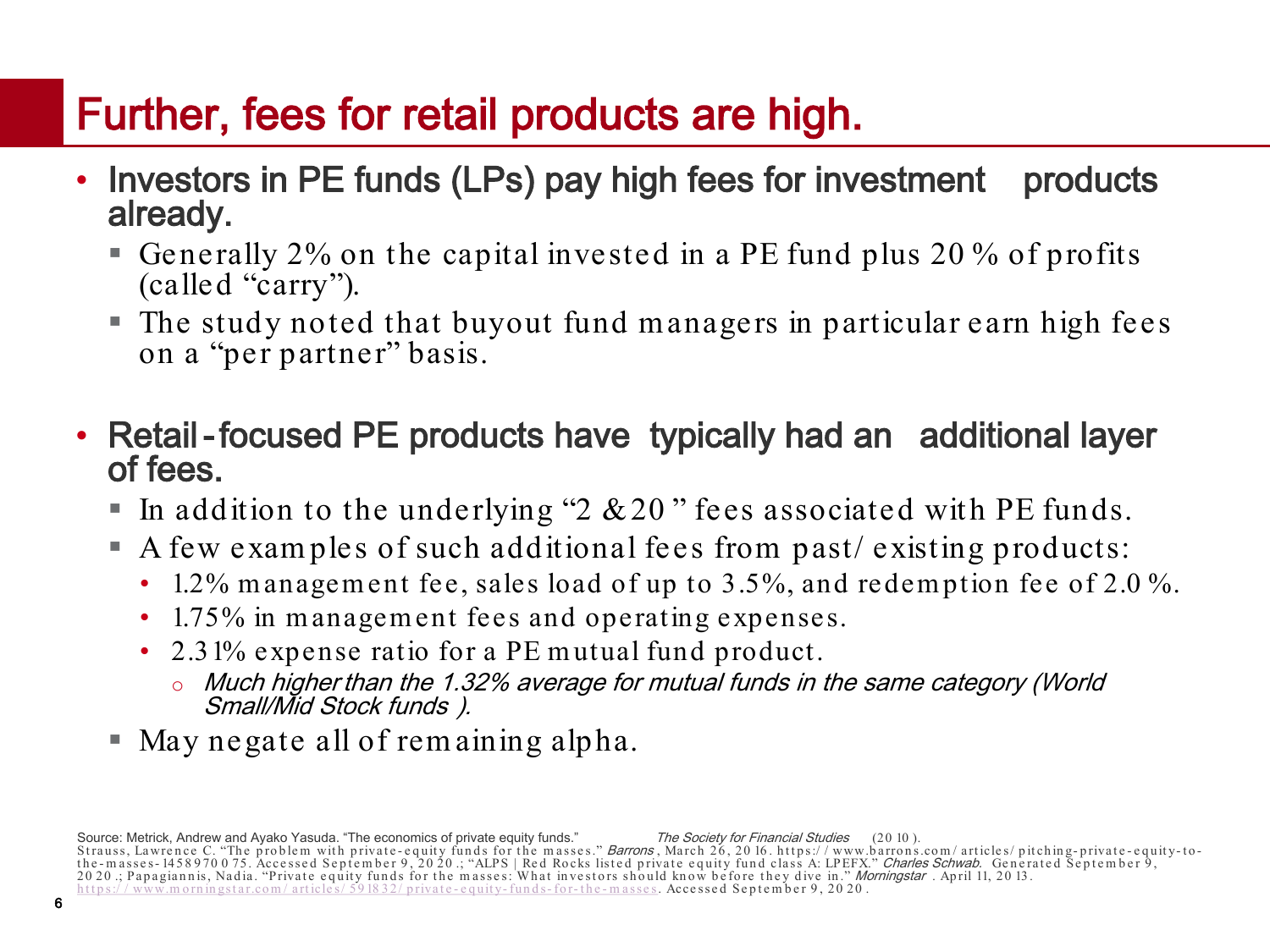# Further, fees for retail products are high.

- **Investors in PE funds (LPs) pay high fees for investment products already.**
  - Generally 2% on the capital invested in a PE fund plus 20% of profits (called "carry").
  - The study noted that buyout fund managers in particular earn high fees on a "per partner" basis.

- **Retail-focused PE products have typically had an additional layer of fees.**
  - In addition to the underlying "2 & 20" fees associated with PE funds.
  - A few examples of such additional fees from past/existing products:
    - 1.2% management fee, sales load of up to 3.5%, and redemption fee of 2.0%.
    - 1.75% in management fees and operating expenses.
    - 2.31% expense ratio for a PE mutual fund product.
      - *Much higher than the 1.32% average for mutual funds in the same category (World Small/Mid Stock funds).*
  - May negate all of remaining alpha.

Source: Metrick, Andrew and Ayako Yasuda. "The economics of private equity funds." *The Society for Financial Studies* (2010). Strauss, Lawrence C. "The problem with private-equity funds for the masses." *Barrons*, March 26, 2016. https://www.barrons.com/articles/pitching-private-equity-to-the-masses-1458970075. Accessed September 9, 2020.; "ALPS | Red Rocks listed private equity fund class A: LPEFX." *Charles Schwab.* Generated September 9, 2020.; Papagiannis, Nadia. "Private equity funds for the masses: What investors should know before they dive in." *Morningstar*. April 11, 2013. https://www.morningstar.com/articles/591832/private-equity-funds-for-the-masses. Accessed September 9, 2020.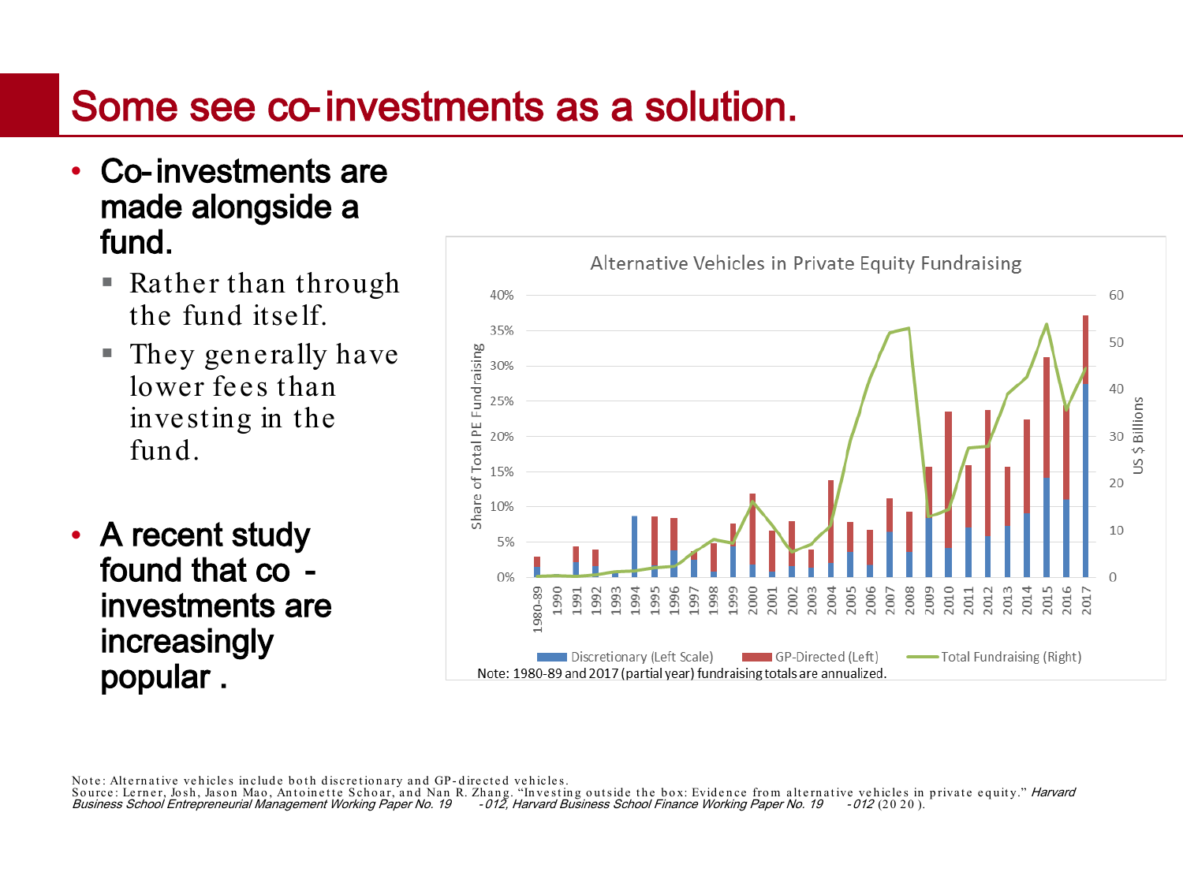# Some see co-investments as a solution.

- **Co-investments are made alongside a fund.**
  - Rather than through the fund itself.
  - They generally have lower fees than investing in the fund.

- **A recent study found that co-investments are increasingly popular.**

Alternative Vehicles in Private Equity Fundraising

Discretionary (Left Scale) | GP-Directed (Left) | Total Fundraising (Right)

Note: 1980-89 and 2017 (partial year) fundraising totals are annualized.

Note: Alternative vehicles include both discretionary and GP-directed vehicles.
Source: Lerner, Josh, Jason Mao, Antoinette Schoar, and Nan R. Zhang. "Investing outside the box: Evidence from alternative vehicles in private equity." *Harvard Business School Entrepreneurial Management Working Paper No. 19-012, Harvard Business School Finance Working Paper No. 19-012* (2020).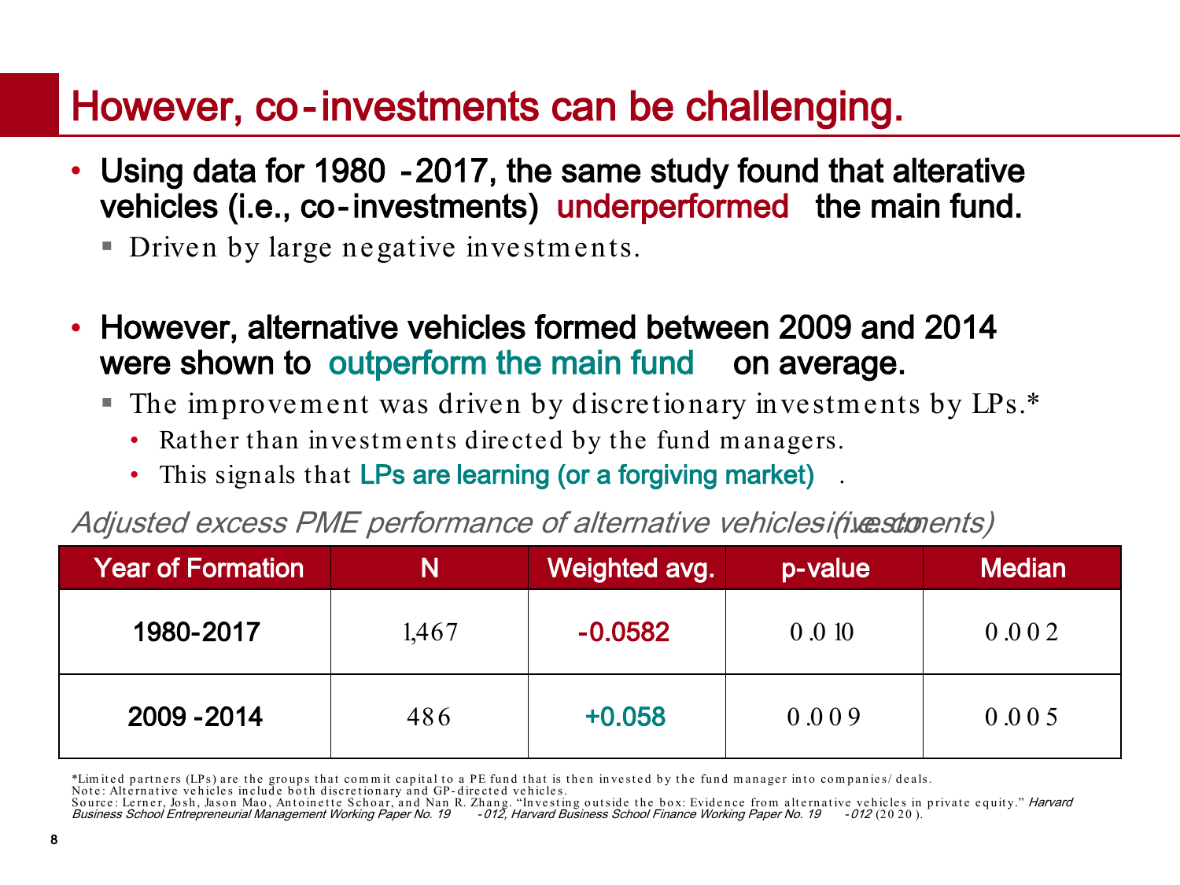# However, co-investments can be challenging.

- **Using data for 1980-2017, the same study found that alterative vehicles (i.e., co-investments) underperformed the main fund.**
  - Driven by large negative investments.

- **However, alternative vehicles formed between 2009 and 2014 were shown to outperform the main fund on average.**
  - The improvement was driven by discretionary investments by LPs.*
    - Rather than investments directed by the fund managers.
    - This signals that LPs are learning (or a forgiving market).

*Adjusted excess PME performance of alternative vehicles (i.e., co-investments)*

| Year of Formation | N | Weighted avg. | p-value | Median |
|---|---|---|---|---|
| 1980-2017 | 1,467 | -0.0582 | 0.010 | 0.002 |
| 2009-2014 | 486 | +0.058 | 0.009 | 0.005 |

*Limited partners (LPs) are the groups that commit capital to a PE fund that is then invested by the fund manager into companies/deals.
Note: Alternative vehicles include both discretionary and GP-directed vehicles.
Source: Lerner, Josh, Jason Mao, Antoinette Schoar, and Nan R. Zhang. "Investing outside the box: Evidence from alternative vehicles in private equity." *Harvard Business School Entrepreneurial Management Working Paper No. 19-012, Harvard Business School Finance Working Paper No. 19-012* (2020).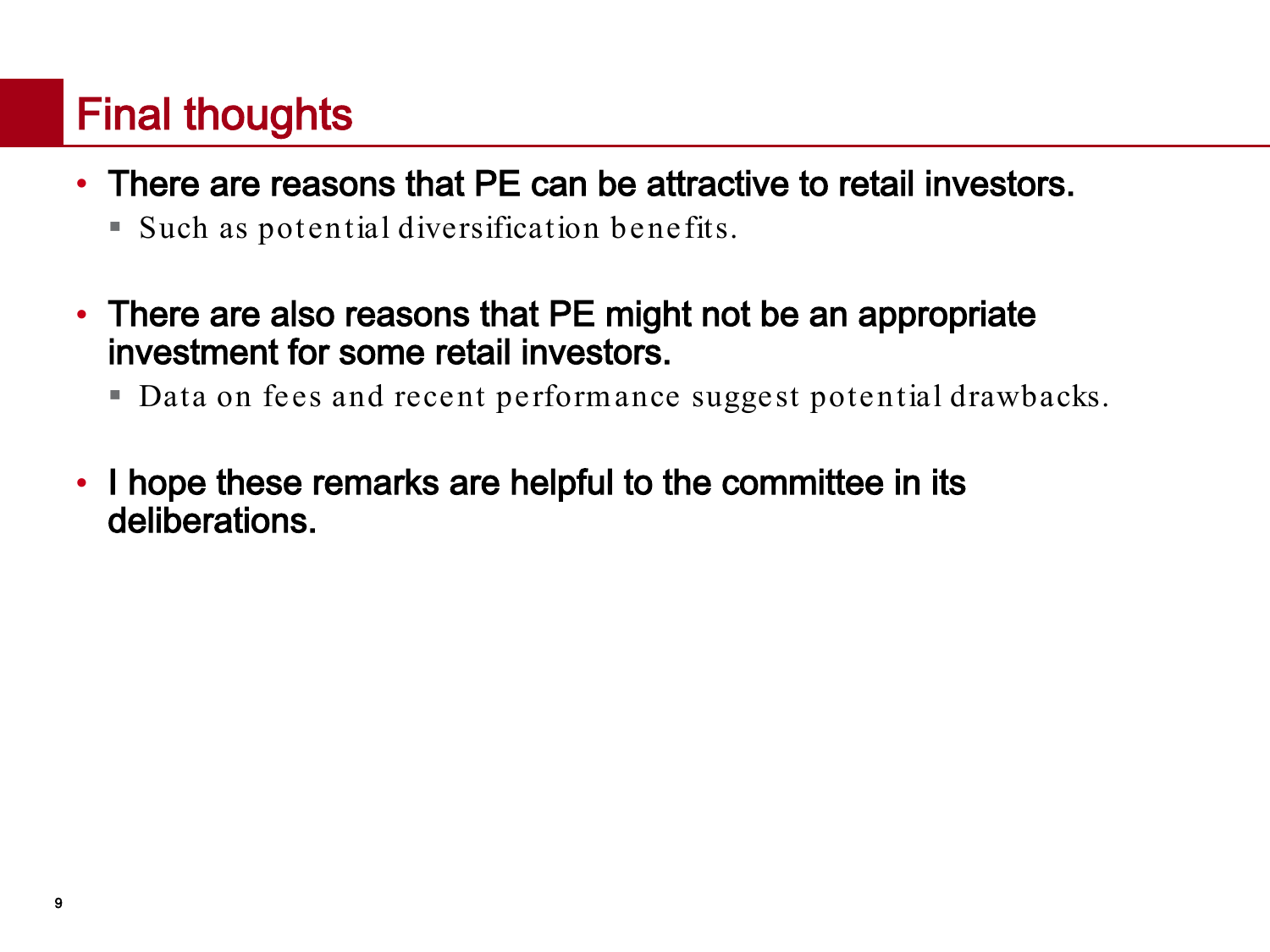## Final thoughts

- **There are reasons that PE can be attractive to retail investors.**
  - Such as potential diversification benefits.

- **There are also reasons that PE might not be an appropriate investment for some retail investors.**
  - Data on fees and recent performance suggest potential drawbacks.

- **I hope these remarks are helpful to the committee in its deliberations.**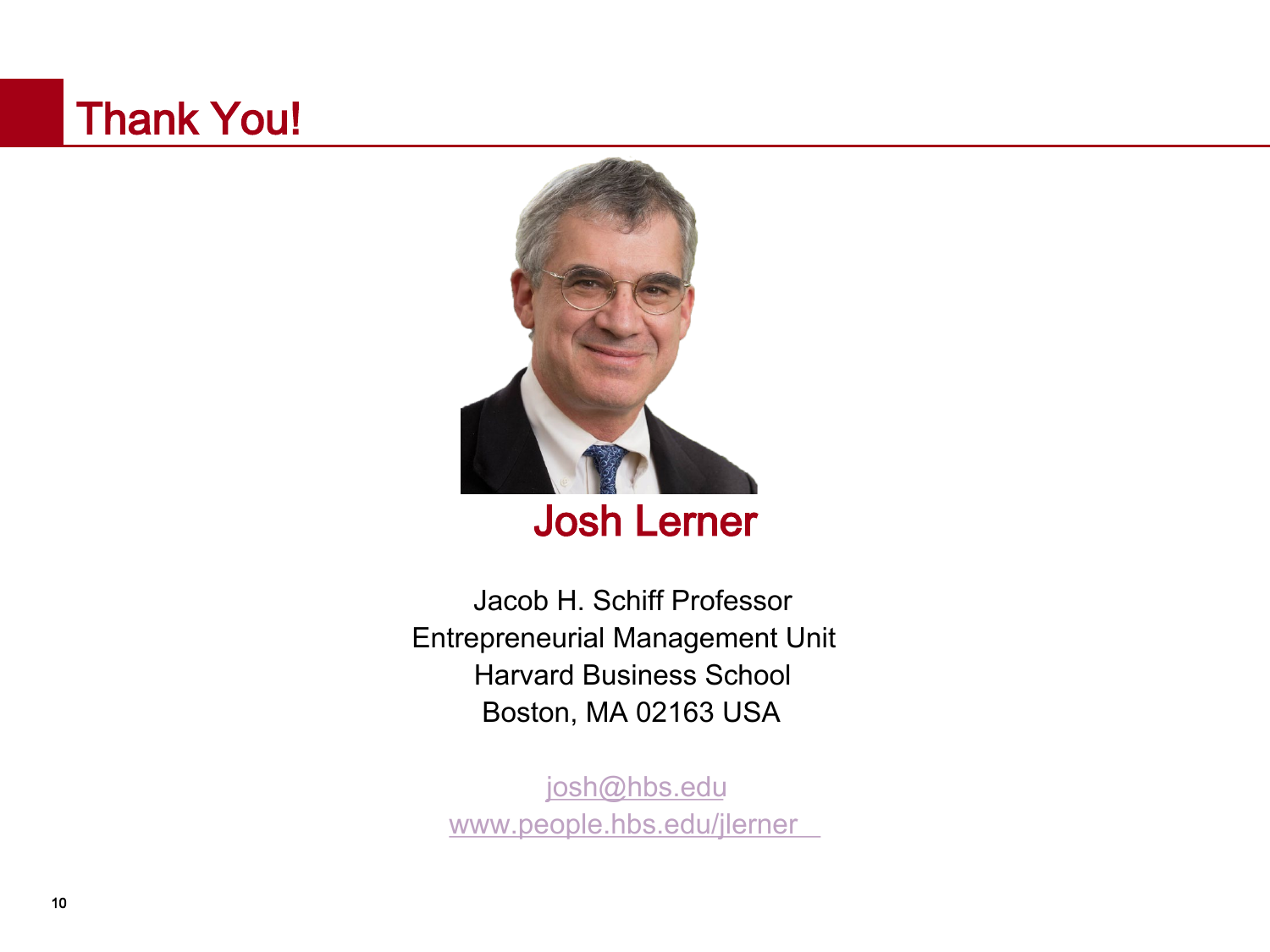# Thank You!

## Josh Lerner

Jacob H. Schiff Professor
Entrepreneurial Management Unit
Harvard Business School
Boston, MA 02163 USA

josh@hbs.edu
www.people.hbs.edu/jlerner